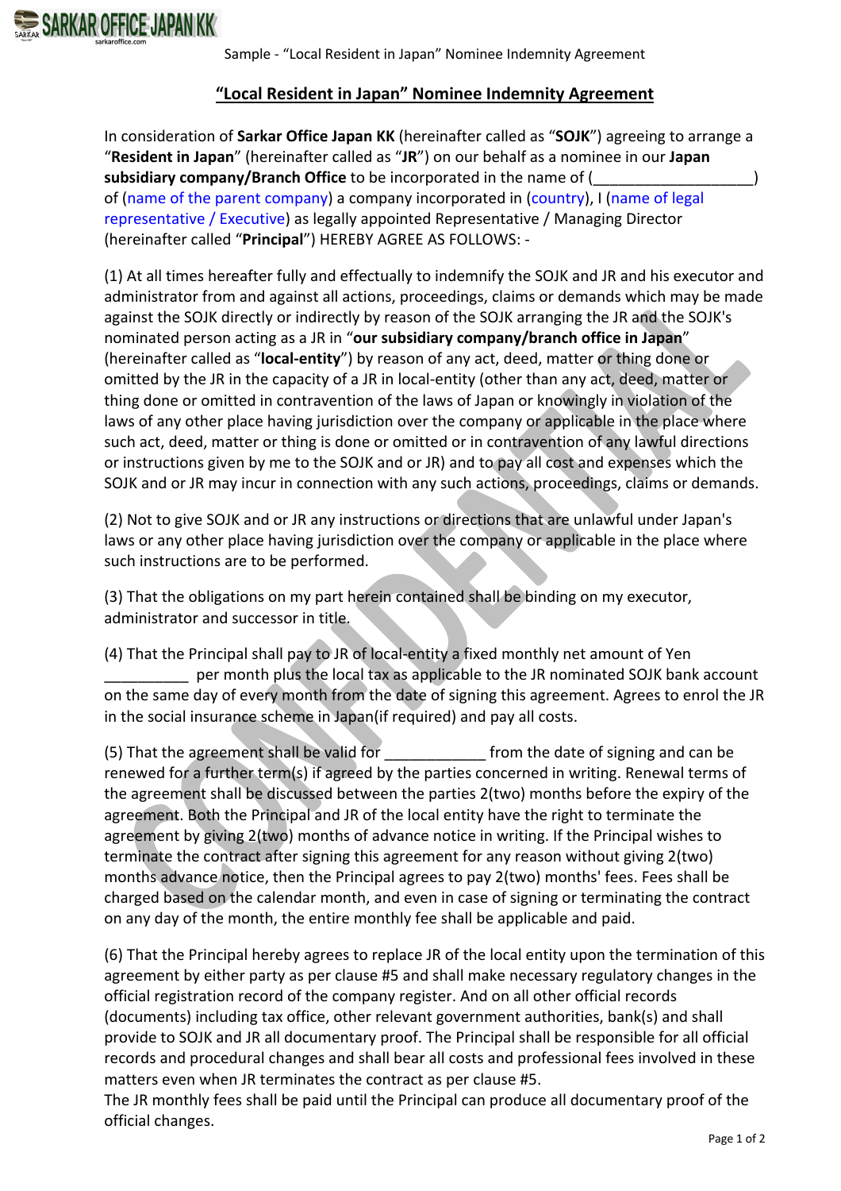## "Local Resident in Japan" Nominee Indemnity Agreement

In consideration of **Sarkar Office Japan KK** (hereinafter called as "**SOJK**") agreeing to arrange a "**Resident in Japan**" (hereinafter called as "**JR**") on our behalf as a nominee in our **Japan subsidiary company/Branch Office** to be incorporated in the name of (___________________) of (name of the parent company) a company incorporated in (country), I (name of legal representative / Executive) as legally appointed Representative / Managing Director (hereinafter called "**Principal**") HEREBY AGREE AS FOLLOWS: -

(1) At all times hereafter fully and effectually to indemnify the SOJK and JR and his executor and administrator from and against all actions, proceedings, claims or demands which may be made against the SOJK directly or indirectly by reason of the SOJK arranging the JR and the SOJK's nominated person acting as a JR in "**our subsidiary company/branch office in Japan**" (hereinafter called as "**local-entity**") by reason of any act, deed, matter or thing done or omitted by the JR in the capacity of a JR in local-entity (other than any act, deed, matter or thing done or omitted in contravention of the laws of Japan or knowingly in violation of the laws of any other place having jurisdiction over the company or applicable in the place where such act, deed, matter or thing is done or omitted or in contravention of any lawful directions or instructions given by me to the SOJK and or JR) and to pay all cost and expenses which the SOJK and or JR may incur in connection with any such actions, proceedings, claims or demands.

(2) Not to give SOJK and or JR any instructions or directions that are unlawful under Japan's laws or any other place having jurisdiction over the company or applicable in the place where such instructions are to be performed.

(3) That the obligations on my part herein contained shall be binding on my executor, administrator and successor in title.

(4) That the Principal shall pay to JR of local-entity a fixed monthly net amount of Yen __________ per month plus the local tax as applicable to the JR nominated SOJK bank account on the same day of every month from the date of signing this agreement. Agrees to enrol the JR in the social insurance scheme in Japan(if required) and pay all costs.

(5) That the agreement shall be valid for ____________ from the date of signing and can be renewed for a further term(s) if agreed by the parties concerned in writing. Renewal terms of the agreement shall be discussed between the parties 2(two) months before the expiry of the agreement. Both the Principal and JR of the local entity have the right to terminate the agreement by giving 2(two) months of advance notice in writing. If the Principal wishes to terminate the contract after signing this agreement for any reason without giving 2(two) months advance notice, then the Principal agrees to pay 2(two) months' fees. Fees shall be charged based on the calendar month, and even in case of signing or terminating the contract on any day of the month, the entire monthly fee shall be applicable and paid.

(6) That the Principal hereby agrees to replace JR of the local entity upon the termination of this agreement by either party as per clause #5 and shall make necessary regulatory changes in the official registration record of the company register. And on all other official records (documents) including tax office, other relevant government authorities, bank(s) and shall provide to SOJK and JR all documentary proof. The Principal shall be responsible for all official records and procedural changes and shall bear all costs and professional fees involved in these matters even when JR terminates the contract as per clause #5.
The JR monthly fees shall be paid until the Principal can produce all documentary proof of the official changes.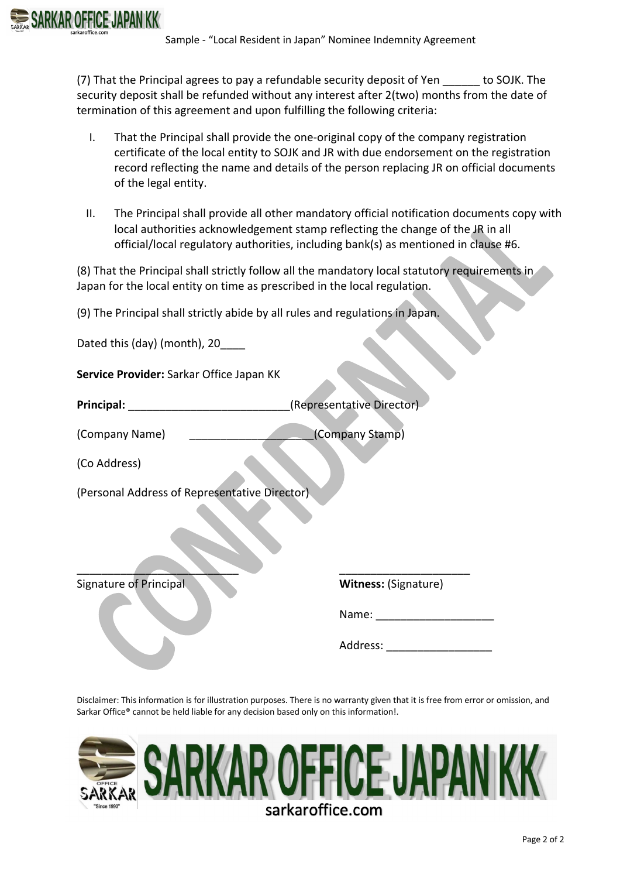(7) That the Principal agrees to pay a refundable security deposit of Yen ______ to SOJK. The security deposit shall be refunded without any interest after 2(two) months from the date of termination of this agreement and upon fulfilling the following criteria:

I. That the Principal shall provide the one-original copy of the company registration certificate of the local entity to SOJK and JR with due endorsement on the registration record reflecting the name and details of the person replacing JR on official documents of the legal entity.

II. The Principal shall provide all other mandatory official notification documents copy with local authorities acknowledgement stamp reflecting the change of the JR in all official/local regulatory authorities, including bank(s) as mentioned in clause #6.

(8) That the Principal shall strictly follow all the mandatory local statutory requirements in Japan for the local entity on time as prescribed in the local regulation.

(9) The Principal shall strictly abide by all rules and regulations in Japan.

Dated this (day) (month), 20____

**Service Provider:** Sarkar Office Japan KK

**Principal:** __________________________(Representative Director)

(Company Name) ____________________(Company Stamp)

(Co Address)

(Personal Address of Representative Director)

__________________________
Signature of Principal

_____________________
**Witness:** (Signature)

Name: ___________________

Address: _________________

Disclaimer: This information is for illustration purposes. There is no warranty given that it is free from error or omission, and Sarkar Office® cannot be held liable for any decision based only on this information!.